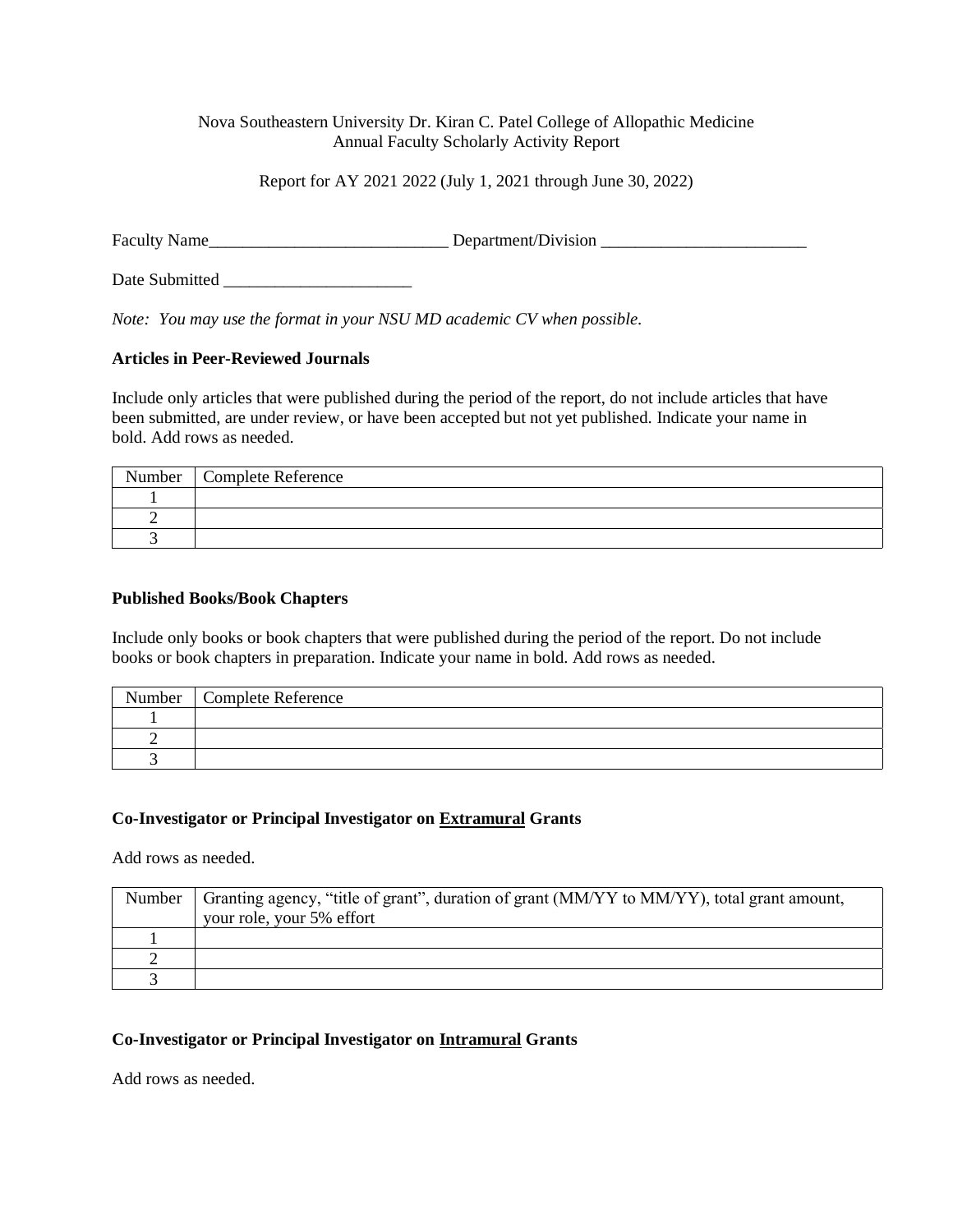Nova Southeastern University Dr. Kiran C. Patel College of Allopathic Medicine
Annual Faculty Scholarly Activity Report

Report for AY 2021 2022 (July 1, 2021 through June 30, 2022)

Faculty Name____________________________ Department/Division ________________________

Date Submitted ______________________

*Note: You may use the format in your NSU MD academic CV when possible.*

**Articles in Peer-Reviewed Journals**

Include only articles that were published during the period of the report, do not include articles that have been submitted, are under review, or have been accepted but not yet published. Indicate your name in bold. Add rows as needed.

| Number | Complete Reference |
|---|---|
| 1 | |
| 2 | |
| 3 | |

**Published Books/Book Chapters**

Include only books or book chapters that were published during the period of the report. Do not include books or book chapters in preparation. Indicate your name in bold. Add rows as needed.

| Number | Complete Reference |
|---|---|
| 1 | |
| 2 | |
| 3 | |

**Co-Investigator or Principal Investigator on Extramural Grants**

Add rows as needed.

| Number | Granting agency, "title of grant", duration of grant (MM/YY to MM/YY), total grant amount, your role, your 5% effort |
|---|---|
| 1 | |
| 2 | |
| 3 | |

**Co-Investigator or Principal Investigator on Intramural Grants**

Add rows as needed.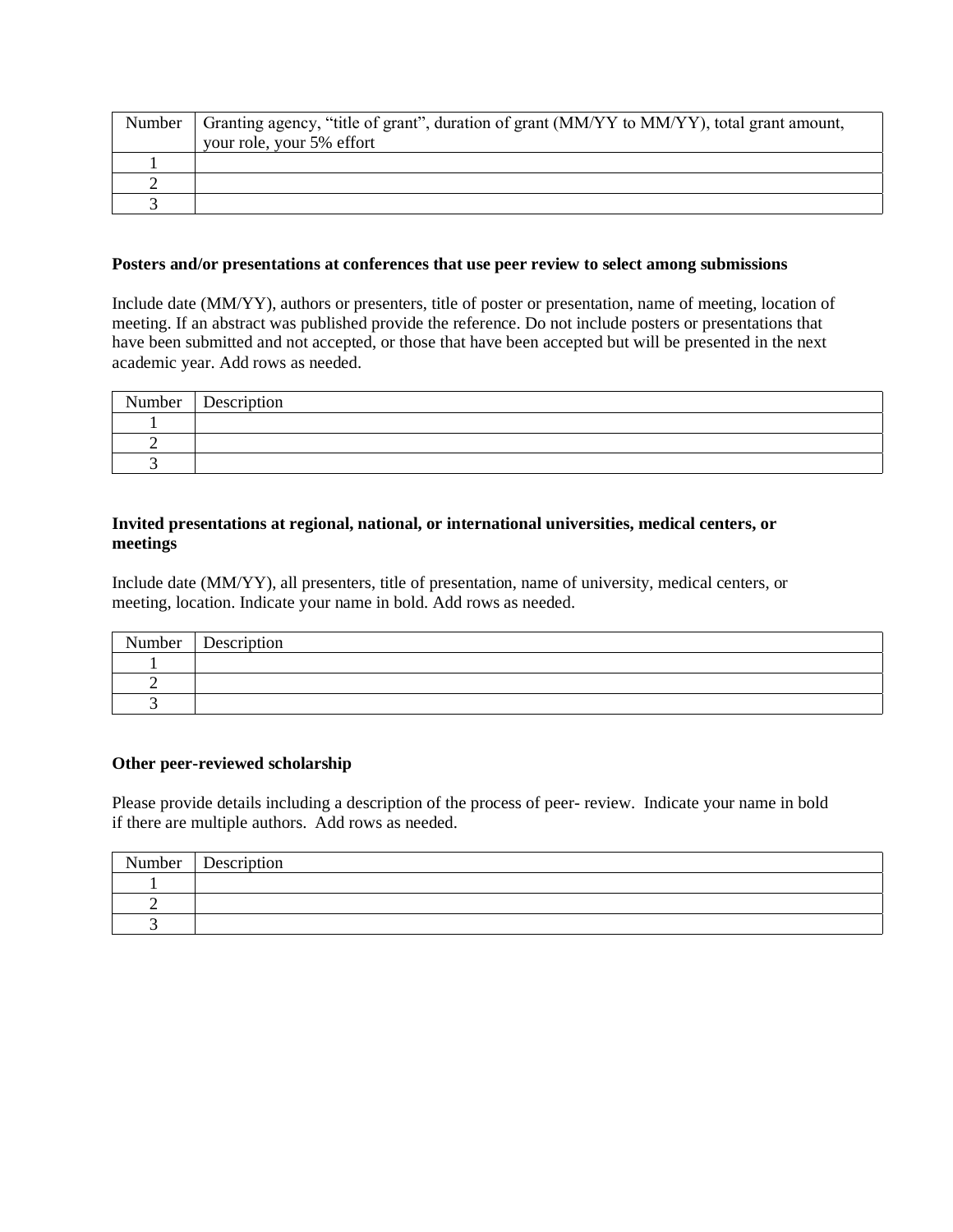| Number | Granting agency, "title of grant", duration of grant (MM/YY to MM/YY), total grant amount, your role, your 5% effort |
|---|---|
| 1 | |
| 2 | |
| 3 | |

**Posters and/or presentations at conferences that use peer review to select among submissions**

Include date (MM/YY), authors or presenters, title of poster or presentation, name of meeting, location of meeting. If an abstract was published provide the reference. Do not include posters or presentations that have been submitted and not accepted, or those that have been accepted but will be presented in the next academic year. Add rows as needed.

| Number | Description |
|---|---|
| 1 | |
| 2 | |
| 3 | |

**Invited presentations at regional, national, or international universities, medical centers, or meetings**

Include date (MM/YY), all presenters, title of presentation, name of university, medical centers, or meeting, location. Indicate your name in bold. Add rows as needed.

| Number | Description |
|---|---|
| 1 | |
| 2 | |
| 3 | |

**Other peer-reviewed scholarship**

Please provide details including a description of the process of peer- review. Indicate your name in bold if there are multiple authors. Add rows as needed.

| Number | Description |
|---|---|
| 1 | |
| 2 | |
| 3 | |